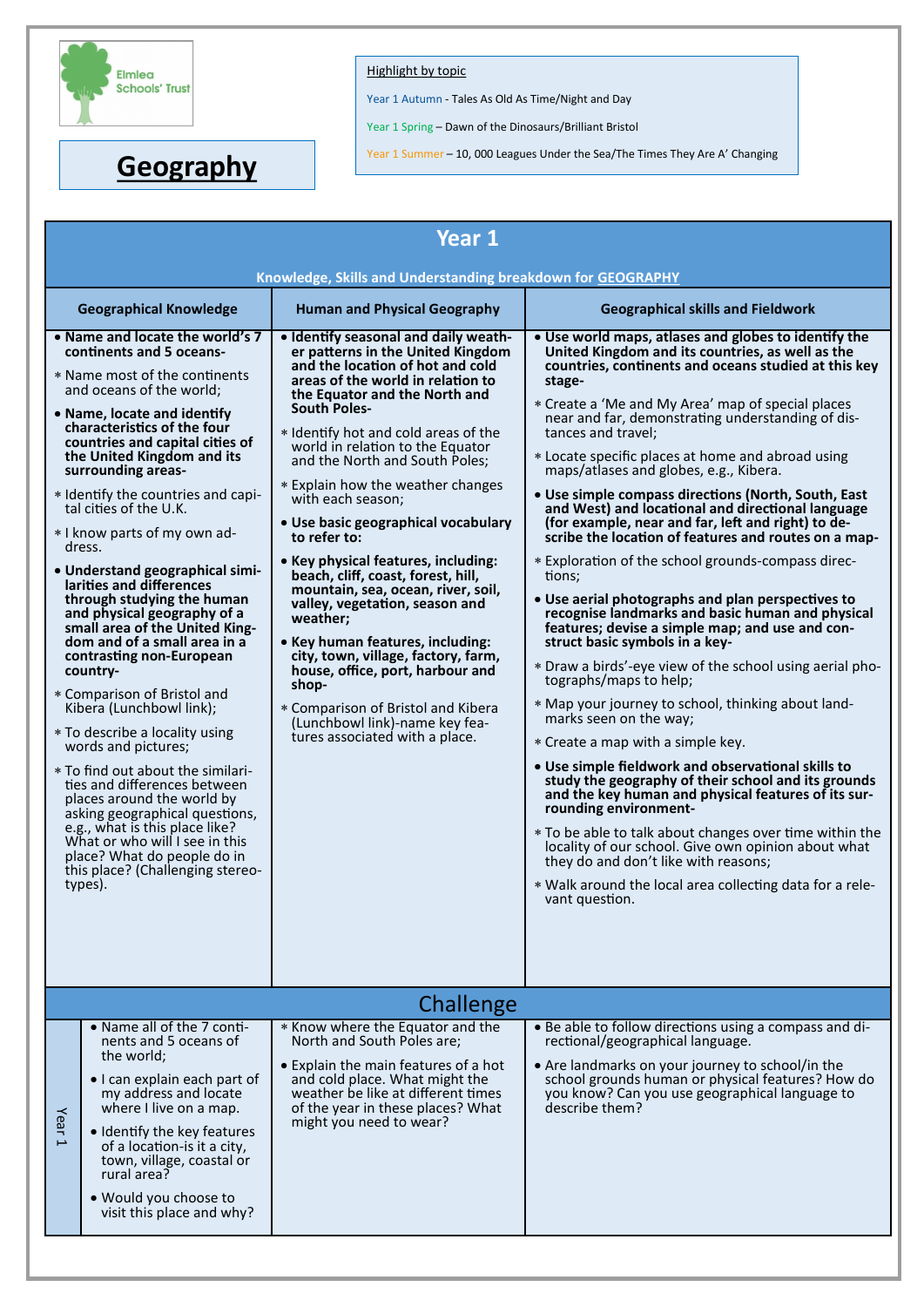Elmlea Schools' Trust

# Geography

<u>Highlight by topic</u>

Year 1 Autumn - Tales As Old As Time/Night and Day

Year 1 Spring – Dawn of the Dinosaurs/Brilliant Bristol

Year 1 Summer – 10, 000 Leagues Under the Sea/The Times They Are A' Changing

## Year 1

**Knowledge, Skills and Understanding breakdown for GEOGRAPHY**

| Geographical Knowledge | Human and Physical Geography | Geographical skills and Fieldwork |
|---|---|---|
| • **Name and locate the world's 7 continents and 5 oceans-**<br>* Name most of the continents and oceans of the world;<br>• **Name, locate and identify characteristics of the four countries and capital cities of the United Kingdom and its surrounding areas-**<br>* Identify the countries and capital cities of the U.K.<br>* I know parts of my own address.<br>• **Understand geographical similarities and differences through studying the human and physical geography of a small area of the United Kingdom and of a small area in a contrasting non-European country-**<br>* Comparison of Bristol and Kibera (Lunchbowl link);<br>* To describe a locality using words and pictures;<br>* To find out about the similarities and differences between places around the world by asking geographical questions, e.g., what is this place like? What or who will I see in this place? What do people do in this place? (Challenging stereotypes). | • **Identify seasonal and daily weather patterns in the United Kingdom and the location of hot and cold areas of the world in relation to the Equator and the North and South Poles-**<br>* Identify hot and cold areas of the world in relation to the Equator and the North and South Poles;<br>* Explain how the weather changes with each season;<br>• **Use basic geographical vocabulary to refer to:**<br>• **Key physical features, including: beach, cliff, coast, forest, hill, mountain, sea, ocean, river, soil, valley, vegetation, season and weather;**<br>• **Key human features, including: city, town, village, factory, farm, house, office, port, harbour and shop-**<br>* Comparison of Bristol and Kibera (Lunchbowl link)-name key features associated with a place. | • **Use world maps, atlases and globes to identify the United Kingdom and its countries, as well as the countries, continents and oceans studied at this key stage-**<br>* Create a 'Me and My Area' map of special places near and far, demonstrating understanding of distances and travel;<br>* Locate specific places at home and abroad using maps/atlases and globes, e.g., Kibera.<br>• **Use simple compass directions (North, South, East and West) and locational and directional language (for example, near and far, left and right) to describe the location of features and routes on a map-**<br>* Exploration of the school grounds-compass directions;<br>• **Use aerial photographs and plan perspectives to recognise landmarks and basic human and physical features; devise a simple map; and use and construct basic symbols in a key-**<br>* Draw a birds'-eye view of the school using aerial photographs/maps to help;<br>* Map your journey to school, thinking about landmarks seen on the way;<br>* Create a map with a simple key.<br>• **Use simple fieldwork and observational skills to study the geography of their school and its grounds and the key human and physical features of its surrounding environment-**<br>* To be able to talk about changes over time within the locality of our school. Give own opinion about what they do and don't like with reasons;<br>* Walk around the local area collecting data for a relevant question. |

## Challenge

| Year 1 | | | |
|---|---|---|---|
| Year 1 | • Name all of the 7 continents and 5 oceans of the world;<br>• I can explain each part of my address and locate where I live on a map.<br>• Identify the key features of a location-is it a city, town, village, coastal or rural area?<br>• Would you choose to visit this place and why? | * Know where the Equator and the North and South Poles are;<br>• Explain the main features of a hot and cold place. What might the weather be like at different times of the year in these places? What might you need to wear? | • Be able to follow directions using a compass and directional/geographical language.<br>• Are landmarks on your journey to school/in the school grounds human or physical features? How do you know? Can you use geographical language to describe them? |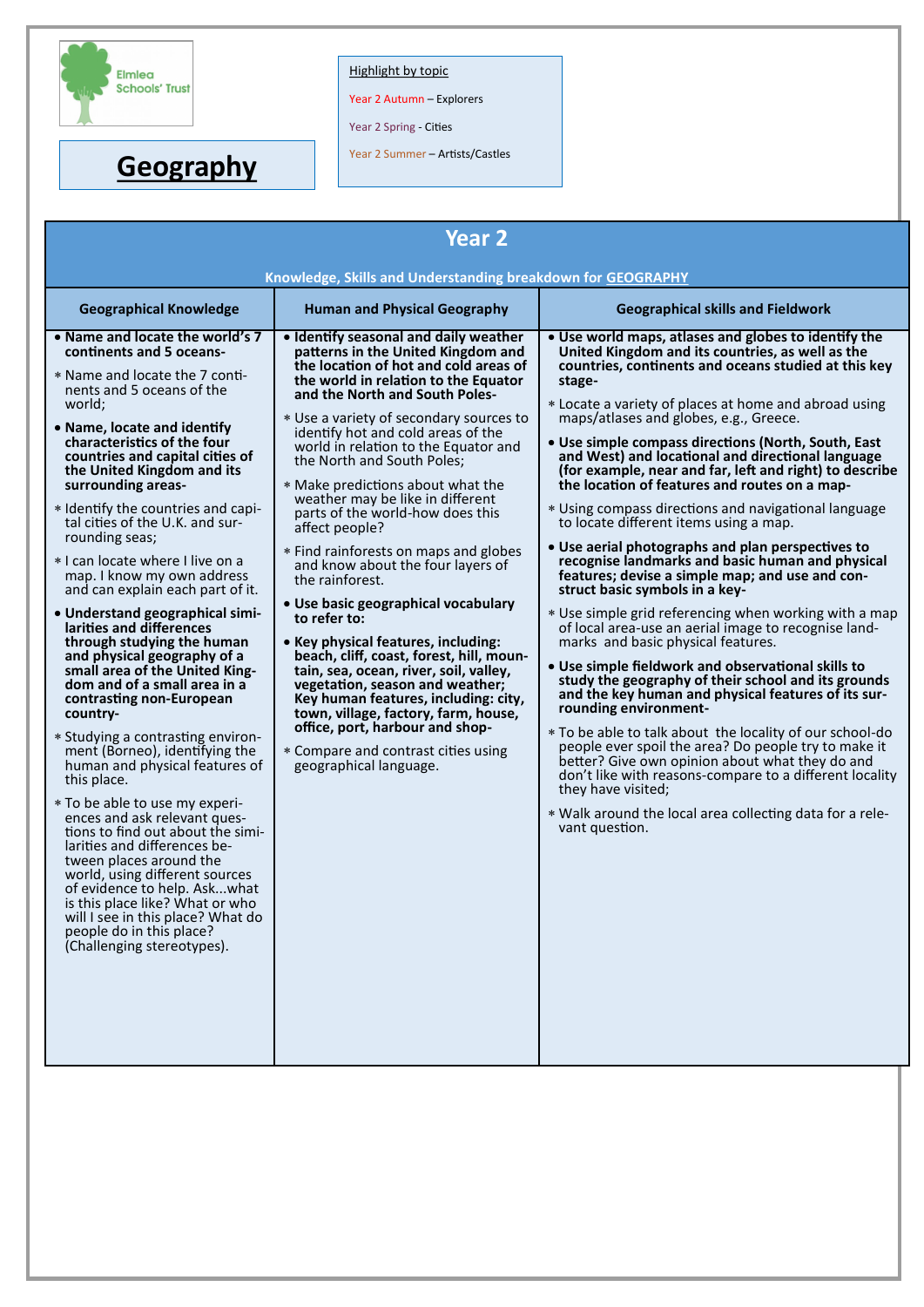Elmlea Schools' Trust

# Geography

Highlight by topic

Year 2 Autumn – Explorers

Year 2 Spring - Cities

Year 2 Summer – Artists/Castles

## Year 2

**Knowledge, Skills and Understanding breakdown for GEOGRAPHY**

| Geographical Knowledge | Human and Physical Geography | Geographical skills and Fieldwork |
|---|---|---|
| • **Name and locate the world's 7 continents and 5 oceans-**<br>* Name and locate the 7 continents and 5 oceans of the world;<br>• **Name, locate and identify characteristics of the four countries and capital cities of the United Kingdom and its surrounding areas-**<br>* Identify the countries and capital cities of the U.K. and surrounding seas;<br>* I can locate where I live on a map. I know my own address and can explain each part of it.<br>• **Understand geographical similarities and differences through studying the human and physical geography of a small area of the United Kingdom and of a small area in a contrasting non-European country-**<br>* Studying a contrasting environment (Borneo), identifying the human and physical features of this place.<br>* To be able to use my experiences and ask relevant questions to find out about the similarities and differences between places around the world, using different sources of evidence to help. Ask...what is this place like? What or who will I see in this place? What do people do in this place? (Challenging stereotypes). | • **Identify seasonal and daily weather patterns in the United Kingdom and the location of hot and cold areas of the world in relation to the Equator and the North and South Poles-**<br>* Use a variety of secondary sources to identify hot and cold areas of the world in relation to the Equator and the North and South Poles;<br>* Make predictions about what the weather may be like in different parts of the world-how does this affect people?<br>* Find rainforests on maps and globes and know about the four layers of the rainforest.<br>• **Use basic geographical vocabulary to refer to:**<br>• **Key physical features, including: beach, cliff, coast, forest, hill, mountain, sea, ocean, river, soil, valley, vegetation, season and weather; Key human features, including: city, town, village, factory, farm, house, office, port, harbour and shop-**<br>* Compare and contrast cities using geographical language. | • **Use world maps, atlases and globes to identify the United Kingdom and its countries, as well as the countries, continents and oceans studied at this key stage-**<br>* Locate a variety of places at home and abroad using maps/atlases and globes, e.g., Greece.<br>• **Use simple compass directions (North, South, East and West) and locational and directional language (for example, near and far, left and right) to describe the location of features and routes on a map-**<br>* Using compass directions and navigational language to locate different items using a map.<br>• **Use aerial photographs and plan perspectives to recognise landmarks and basic human and physical features; devise a simple map; and use and construct basic symbols in a key-**<br>* Use simple grid referencing when working with a map of local area-use an aerial image to recognise landmarks and basic physical features.<br>• **Use simple fieldwork and observational skills to study the geography of their school and its grounds and the key human and physical features of its surrounding environment-**<br>* To be able to talk about the locality of our school-do people ever spoil the area? Do people try to make it better? Give own opinion about what they do and don't like with reasons-compare to a different locality they have visited;<br>* Walk around the local area collecting data for a relevant question. |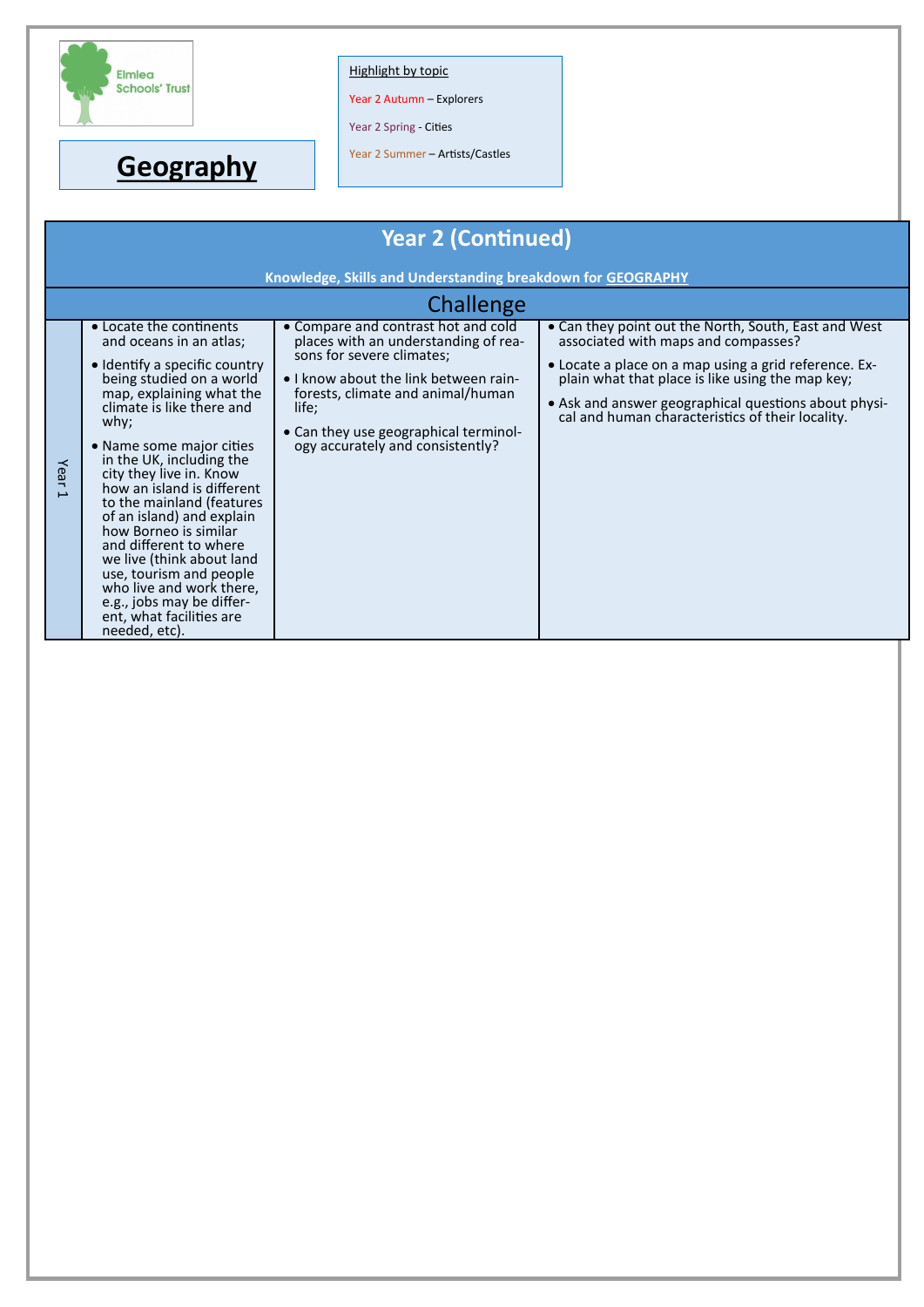Elmlea Schools' Trust

# Geography

Highlight by topic

Year 2 Autumn – Explorers

Year 2 Spring - Cities

Year 2 Summer – Artists/Castles

## Year 2 (Continued)

**Knowledge, Skills and Understanding breakdown for GEOGRAPHY**

| Challenge | | | |
|---|---|---|---|
| Year 1 | • Locate the continents and oceans in an atlas;<br>• Identify a specific country being studied on a world map, explaining what the climate is like there and why;<br>• Name some major cities in the UK, including the city they live in. Know how an island is different to the mainland (features of an island) and explain how Borneo is similar and different to where we live (think about land use, tourism and people who live and work there, e.g., jobs may be different, what facilities are needed, etc). | • Compare and contrast hot and cold places with an understanding of reasons for severe climates;<br>• I know about the link between rainforests, climate and animal/human life;<br>• Can they use geographical terminology accurately and consistently? | • Can they point out the North, South, East and West associated with maps and compasses?<br>• Locate a place on a map using a grid reference. Explain what that place is like using the map key;<br>• Ask and answer geographical questions about physical and human characteristics of their locality. |